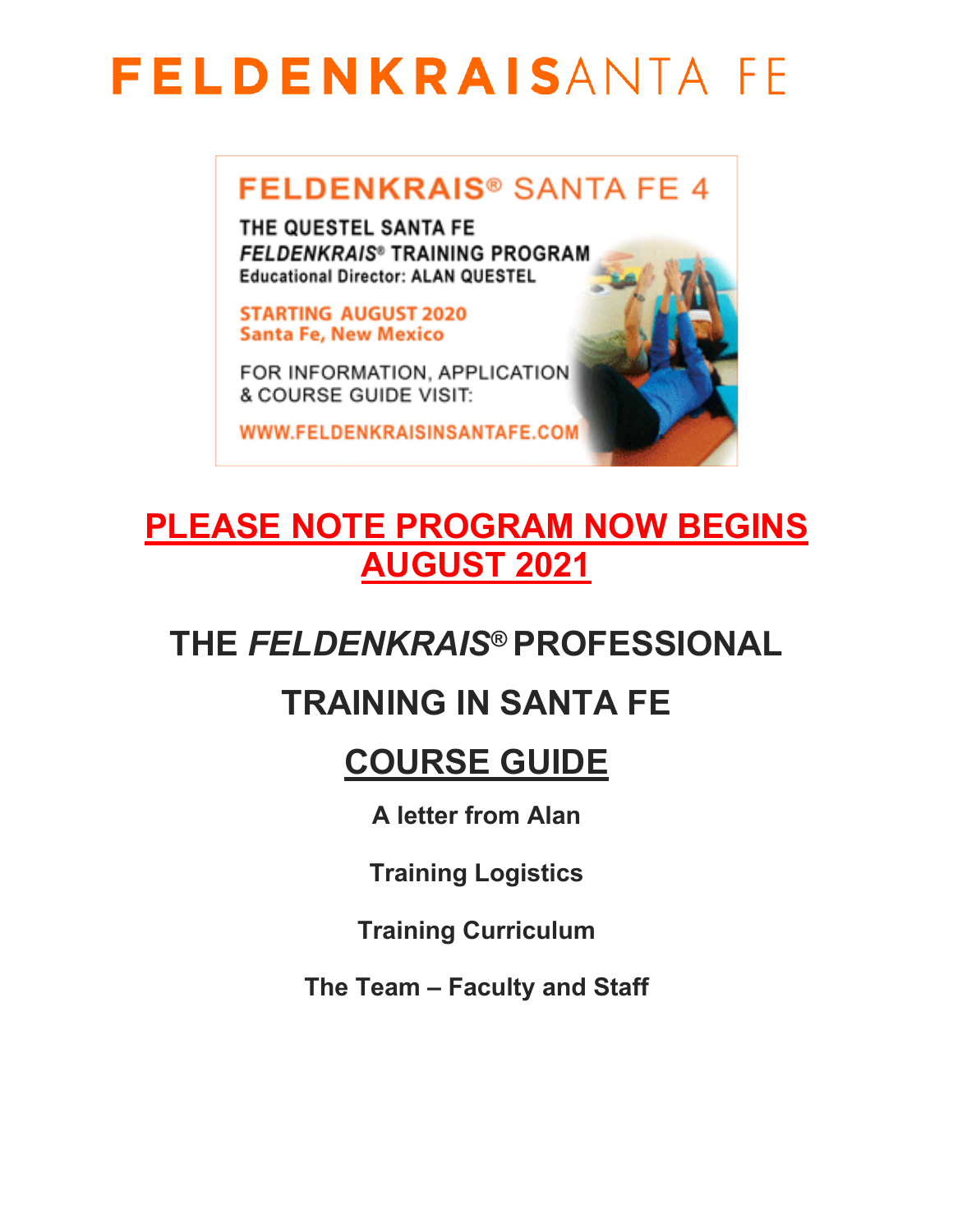# FELDENKRAISSANTA FE

FELDENKRAIS® SANTA FE 4

THE QUESTEL SANTA FE
*FELDENKRAIS®* TRAINING PROGRAM
Educational Director: ALAN QUESTEL

STARTING AUGUST 2020
Santa Fe, New Mexico

FOR INFORMATION, APPLICATION & COURSE GUIDE VISIT:

WWW.FELDENKRAISINSANTAFE.COM

**PLEASE NOTE PROGRAM NOW BEGINS AUGUST 2021**

## THE *FELDENKRAIS®* PROFESSIONAL TRAINING IN SANTA FE

## COURSE GUIDE

**A letter from Alan**

**Training Logistics**

**Training Curriculum**

**The Team – Faculty and Staff**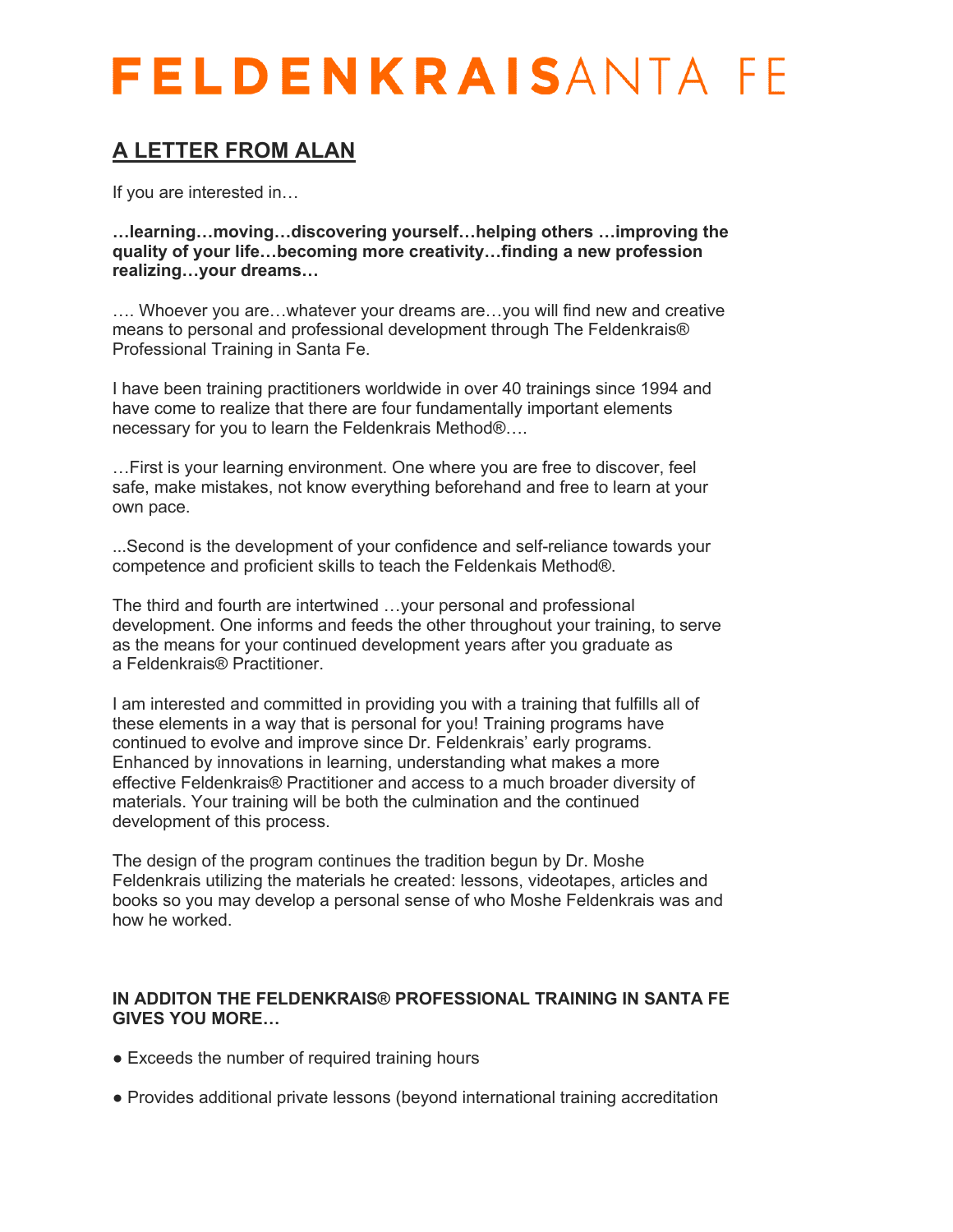# FELDENKRAIS SANTA FE

## A LETTER FROM ALAN

If you are interested in…

**…learning…moving…discovering yourself…helping others …improving the quality of your life…becoming more creativity…finding a new profession realizing…your dreams…**

…. Whoever you are…whatever your dreams are…you will find new and creative means to personal and professional development through The Feldenkrais® Professional Training in Santa Fe.

I have been training practitioners worldwide in over 40 trainings since 1994 and have come to realize that there are four fundamentally important elements necessary for you to learn the Feldenkrais Method®….

…First is your learning environment. One where you are free to discover, feel safe, make mistakes, not know everything beforehand and free to learn at your own pace.

...Second is the development of your confidence and self-reliance towards your competence and proficient skills to teach the Feldenkais Method®.

The third and fourth are intertwined …your personal and professional development. One informs and feeds the other throughout your training, to serve as the means for your continued development years after you graduate as a Feldenkrais® Practitioner.

I am interested and committed in providing you with a training that fulfills all of these elements in a way that is personal for you! Training programs have continued to evolve and improve since Dr. Feldenkrais' early programs. Enhanced by innovations in learning, understanding what makes a more effective Feldenkrais® Practitioner and access to a much broader diversity of materials. Your training will be both the culmination and the continued development of this process.

The design of the program continues the tradition begun by Dr. Moshe Feldenkrais utilizing the materials he created: lessons, videotapes, articles and books so you may develop a personal sense of who Moshe Feldenkrais was and how he worked.

**IN ADDITON THE FELDENKRAIS® PROFESSIONAL TRAINING IN SANTA FE GIVES YOU MORE…**

- Exceeds the number of required training hours
- Provides additional private lessons (beyond international training accreditation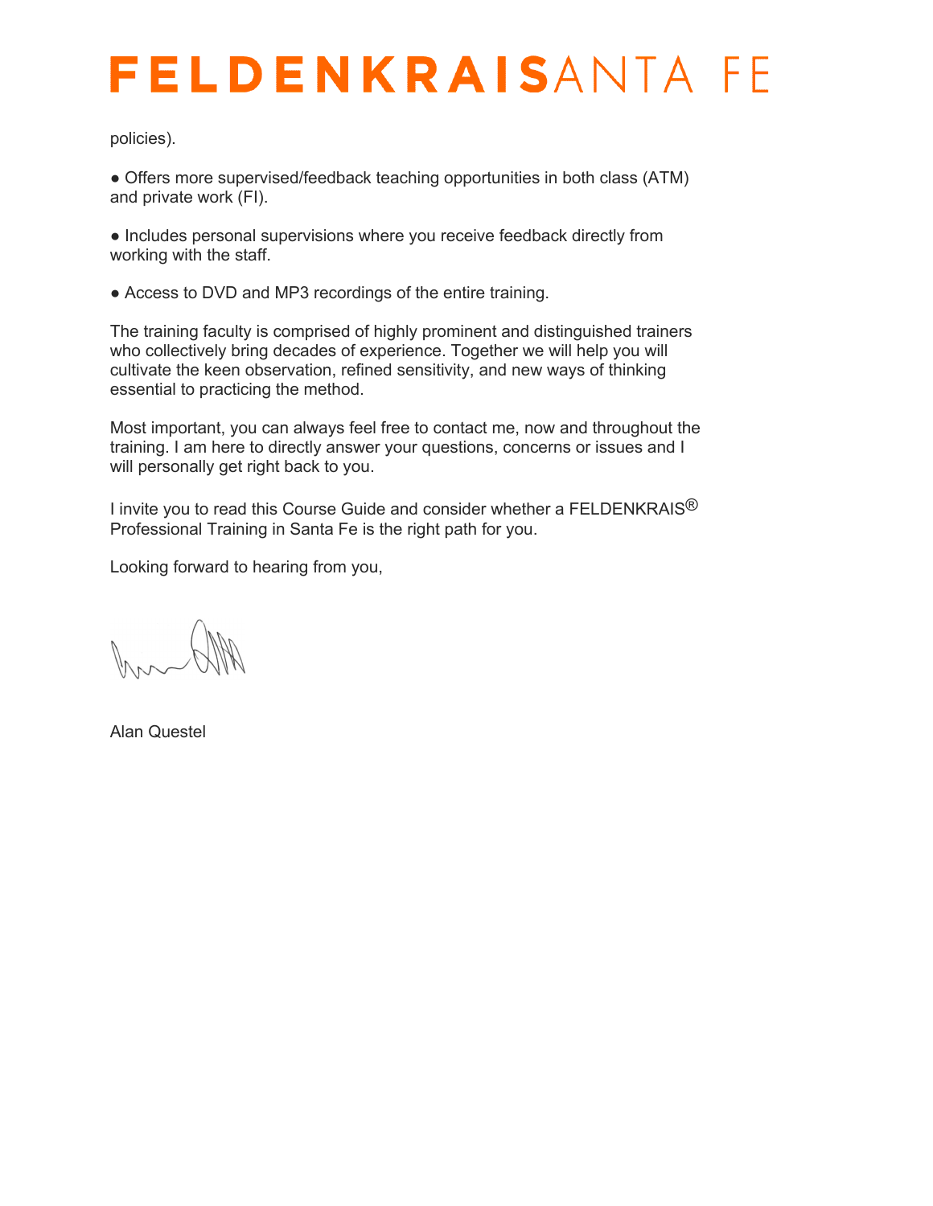policies).

● Offers more supervised/feedback teaching opportunities in both class (ATM) and private work (FI).

● Includes personal supervisions where you receive feedback directly from working with the staff.

● Access to DVD and MP3 recordings of the entire training.

The training faculty is comprised of highly prominent and distinguished trainers who collectively bring decades of experience. Together we will help you will cultivate the keen observation, refined sensitivity, and new ways of thinking essential to practicing the method.

Most important, you can always feel free to contact me, now and throughout the training. I am here to directly answer your questions, concerns or issues and I will personally get right back to you.

I invite you to read this Course Guide and consider whether a FELDENKRAIS® Professional Training in Santa Fe is the right path for you.

Looking forward to hearing from you,

Alan Questel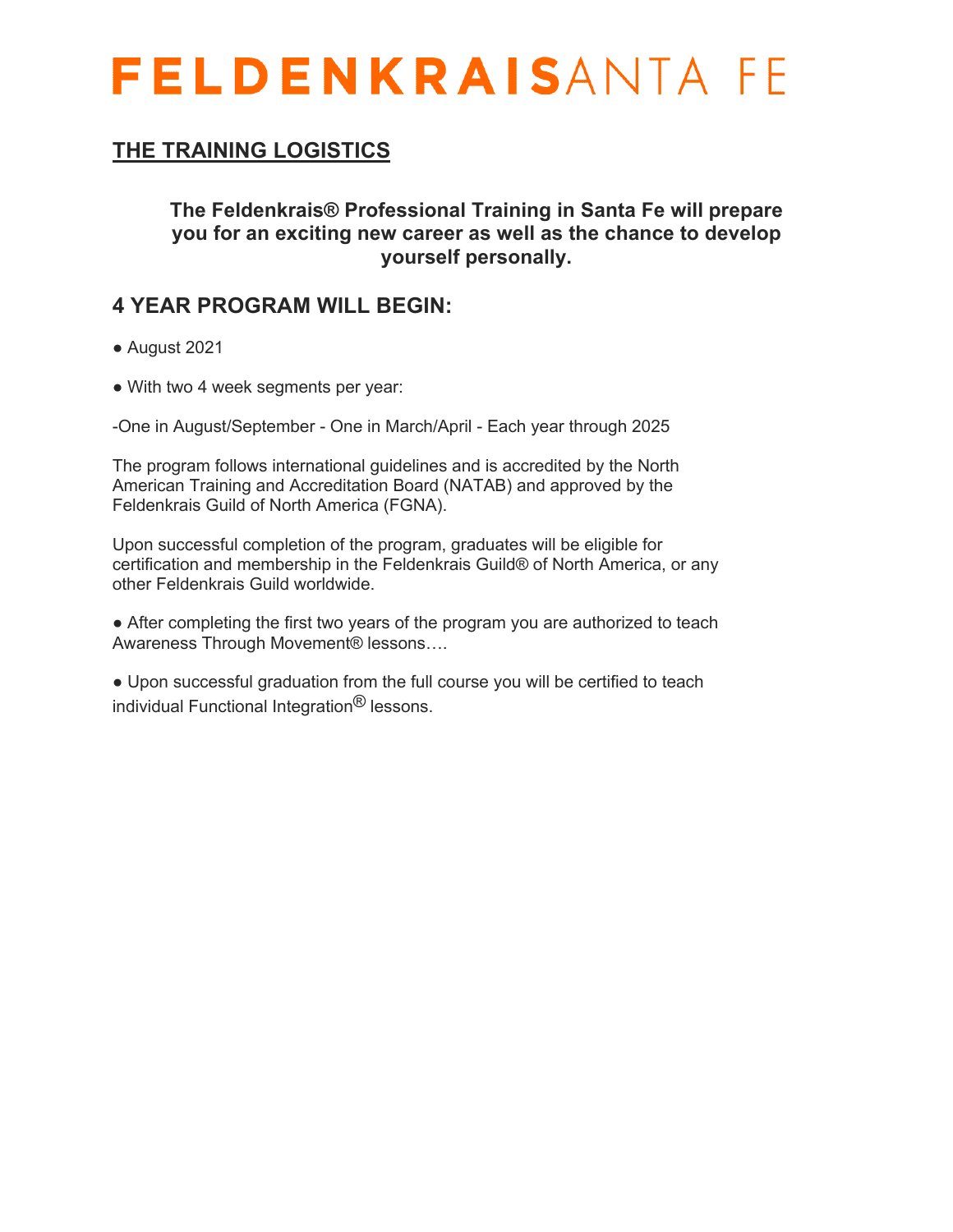# FELDENKRAISSANTA FE

## THE TRAINING LOGISTICS

**The Feldenkrais® Professional Training in Santa Fe will prepare you for an exciting new career as well as the chance to develop yourself personally.**

## 4 YEAR PROGRAM WILL BEGIN:

● August 2021

● With two 4 week segments per year:

-One in August/September - One in March/April - Each year through 2025

The program follows international guidelines and is accredited by the North American Training and Accreditation Board (NATAB) and approved by the Feldenkrais Guild of North America (FGNA).

Upon successful completion of the program, graduates will be eligible for certification and membership in the Feldenkrais Guild® of North America, or any other Feldenkrais Guild worldwide.

● After completing the first two years of the program you are authorized to teach Awareness Through Movement® lessons….

● Upon successful graduation from the full course you will be certified to teach individual Functional Integration® lessons.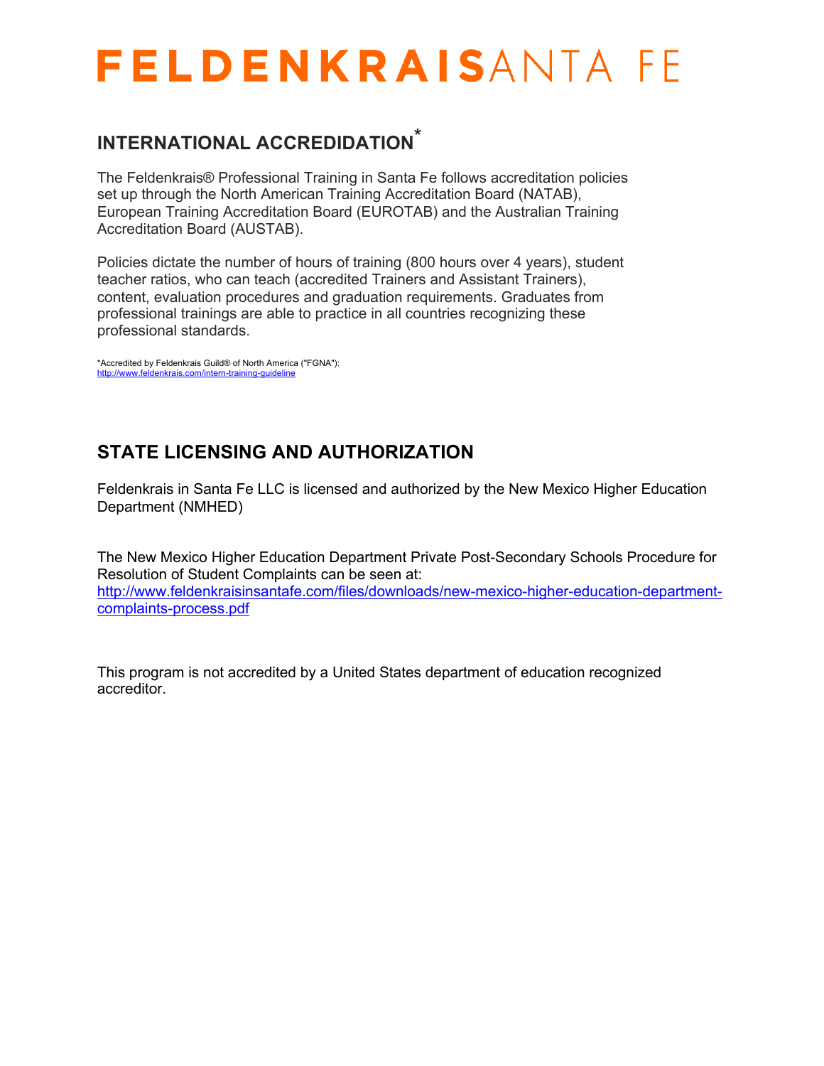# FELDENKRAISANTA FE

## INTERNATIONAL ACCREDITATION*

The Feldenkrais® Professional Training in Santa Fe follows accreditation policies set up through the North American Training Accreditation Board (NATAB), European Training Accreditation Board (EUROTAB) and the Australian Training Accreditation Board (AUSTAB).

Policies dictate the number of hours of training (800 hours over 4 years), student teacher ratios, who can teach (accredited Trainers and Assistant Trainers), content, evaluation procedures and graduation requirements. Graduates from professional trainings are able to practice in all countries recognizing these professional standards.

*Accredited by Feldenkrais Guild® of North America ("FGNA"): http://www.feldenkrais.com/intern-training-guideline

## STATE LICENSING AND AUTHORIZATION

Feldenkrais in Santa Fe LLC is licensed and authorized by the New Mexico Higher Education Department (NMHED)

The New Mexico Higher Education Department Private Post-Secondary Schools Procedure for Resolution of Student Complaints can be seen at: http://www.feldenkraisinsantafe.com/files/downloads/new-mexico-higher-education-department-complaints-process.pdf

This program is not accredited by a United States department of education recognized accreditor.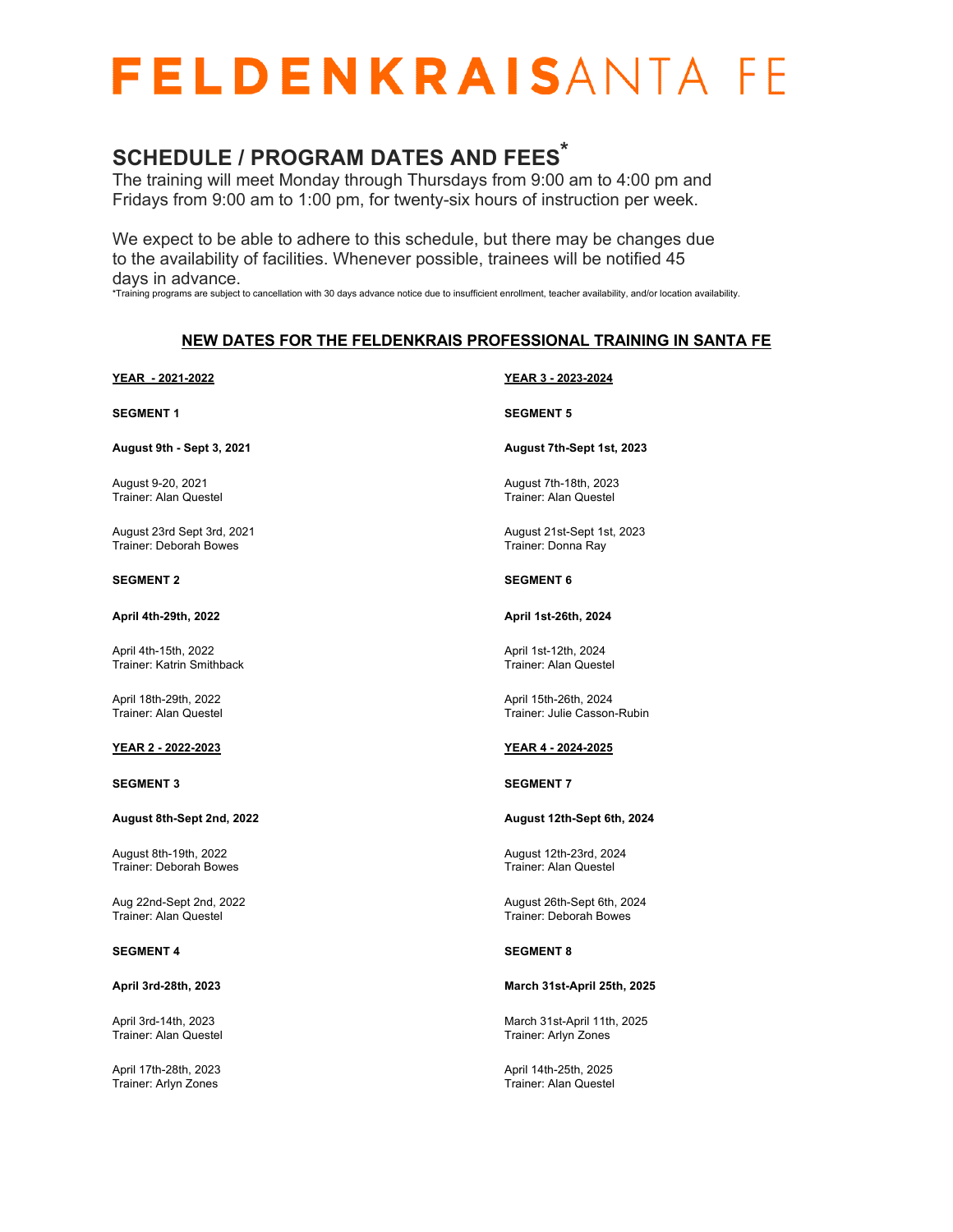# FELDENKRAISSANTA FE

## SCHEDULE / PROGRAM DATES AND FEES*

The training will meet Monday through Thursdays from 9:00 am to 4:00 pm and Fridays from 9:00 am to 1:00 pm, for twenty-six hours of instruction per week.

We expect to be able to adhere to this schedule, but there may be changes due to the availability of facilities. Whenever possible, trainees will be notified 45 days in advance.

*Training programs are subject to cancellation with 30 days advance notice due to insufficient enrollment, teacher availability, and/or location availability.

## NEW DATES FOR THE FELDENKRAIS PROFESSIONAL TRAINING IN SANTA FE

### YEAR - 2021-2022

**SEGMENT 1**

**August 9th - Sept 3, 2021**

August 9-20, 2021
Trainer: Alan Questel

August 23rd Sept 3rd, 2021
Trainer: Deborah Bowes

**SEGMENT 2**

**April 4th-29th, 2022**

April 4th-15th, 2022
Trainer: Katrin Smithback

April 18th-29th, 2022
Trainer: Alan Questel

### YEAR 2 - 2022-2023

**SEGMENT 3**

**August 8th-Sept 2nd, 2022**

August 8th-19th, 2022
Trainer: Deborah Bowes

Aug 22nd-Sept 2nd, 2022
Trainer: Alan Questel

**SEGMENT 4**

**April 3rd-28th, 2023**

April 3rd-14th, 2023
Trainer: Alan Questel

April 17th-28th, 2023
Trainer: Arlyn Zones

### YEAR 3 - 2023-2024

**SEGMENT 5**

**August 7th-Sept 1st, 2023**

August 7th-18th, 2023
Trainer: Alan Questel

August 21st-Sept 1st, 2023
Trainer: Donna Ray

**SEGMENT 6**

**April 1st-26th, 2024**

April 1st-12th, 2024
Trainer: Alan Questel

April 15th-26th, 2024
Trainer: Julie Casson-Rubin

### YEAR 4 - 2024-2025

**SEGMENT 7**

**August 12th-Sept 6th, 2024**

August 12th-23rd, 2024
Trainer: Alan Questel

August 26th-Sept 6th, 2024
Trainer: Deborah Bowes

**SEGMENT 8**

**March 31st-April 25th, 2025**

March 31st-April 11th, 2025
Trainer: Arlyn Zones

April 14th-25th, 2025
Trainer: Alan Questel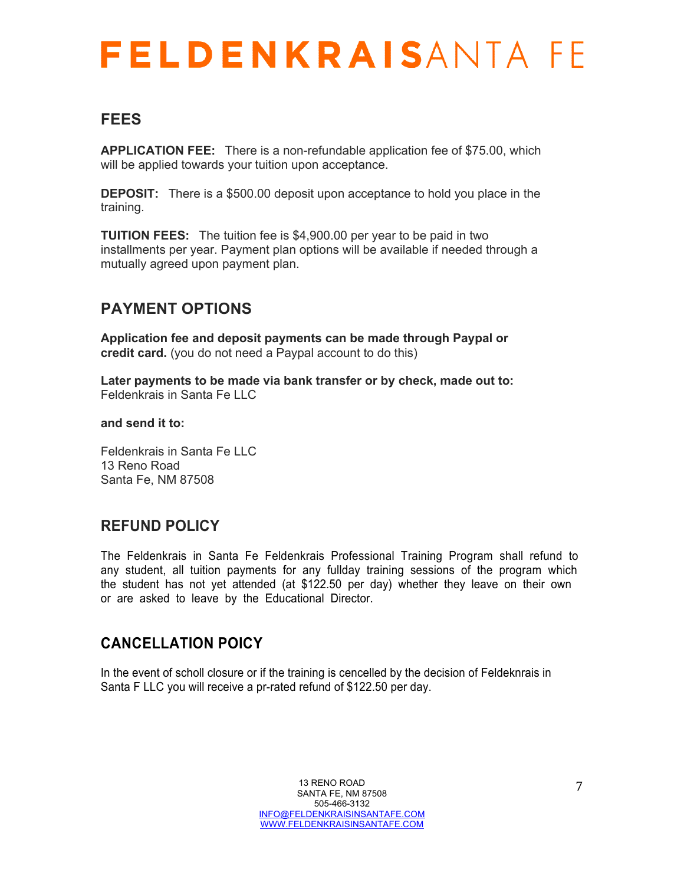# FELDENKRAIS SANTA FE

## FEES

**APPLICATION FEE:** There is a non-refundable application fee of $75.00, which will be applied towards your tuition upon acceptance.

**DEPOSIT:** There is a $500.00 deposit upon acceptance to hold you place in the training.

**TUITION FEES:** The tuition fee is $4,900.00 per year to be paid in two installments per year. Payment plan options will be available if needed through a mutually agreed upon payment plan.

## PAYMENT OPTIONS

**Application fee and deposit payments can be made through Paypal or credit card.** (you do not need a Paypal account to do this)

**Later payments to be made via bank transfer or by check, made out to:**
Feldenkrais in Santa Fe LLC

**and send it to:**

Feldenkrais in Santa Fe LLC
13 Reno Road
Santa Fe, NM 87508

## REFUND POLICY

The Feldenkrais in Santa Fe Feldenkrais Professional Training Program shall refund to any student, all tuition payments for any fullday training sessions of the program which the student has not yet attended (at $122.50 per day) whether they leave on their own or are asked to leave by the Educational Director.

## CANCELLATION POICY

In the event of scholl closure or if the training is cencelled by the decision of Feldeknrais in Santa F LLC you will receive a pr-rated refund of $122.50 per day.

13 RENO ROAD
SANTA FE, NM 87508
505-466-3132
INFO@FELDENKRAISINSANTAFE.COM
WWW.FELDENKRAISINSANTAFE.COM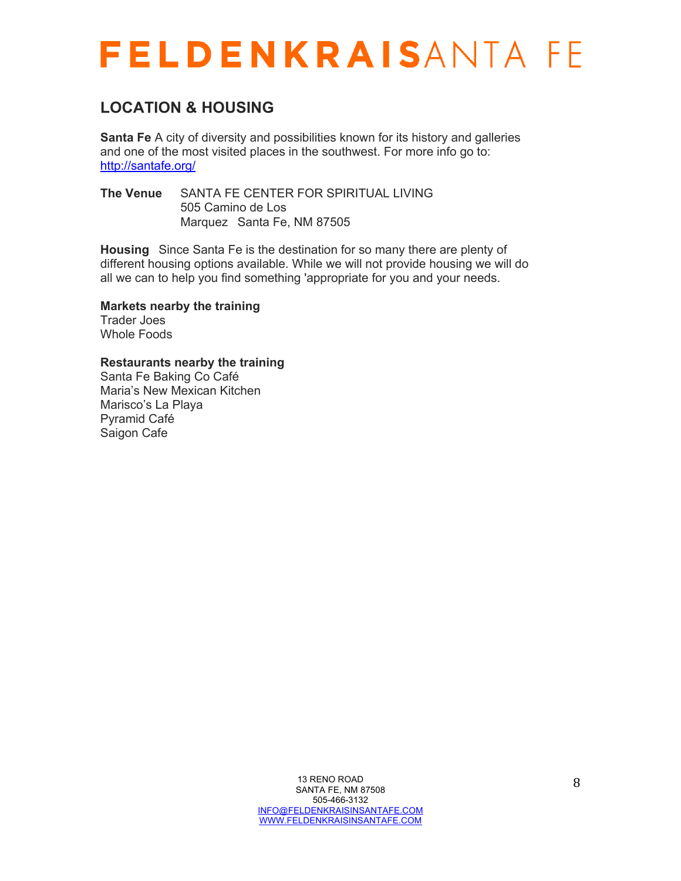# FELDENKRAISSANTA FE

## LOCATION & HOUSING

**Santa Fe** A city of diversity and possibilities known for its history and galleries and one of the most visited places in the southwest. For more info go to: http://santafe.org/

**The Venue** SANTA FE CENTER FOR SPIRITUAL LIVING
505 Camino de Los
Marquez Santa Fe, NM 87505

**Housing** Since Santa Fe is the destination for so many there are plenty of different housing options available. While we will not provide housing we will do all we can to help you find something 'appropriate for you and your needs.

**Markets nearby the training**
Trader Joes
Whole Foods

**Restaurants nearby the training**
Santa Fe Baking Co Café
Maria's New Mexican Kitchen
Marisco's La Playa
Pyramid Café
Saigon Cafe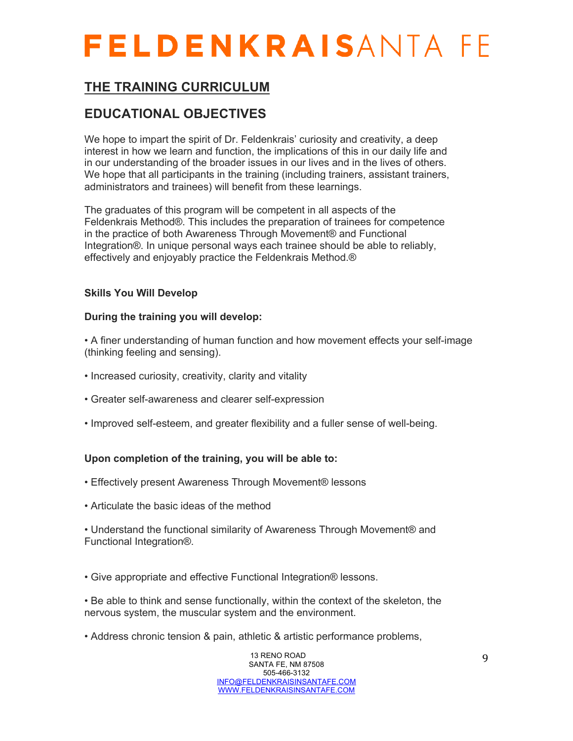## THE TRAINING CURRICULUM

## EDUCATIONAL OBJECTIVES

We hope to impart the spirit of Dr. Feldenkrais' curiosity and creativity, a deep interest in how we learn and function, the implications of this in our daily life and in our understanding of the broader issues in our lives and in the lives of others. We hope that all participants in the training (including trainers, assistant trainers, administrators and trainees) will benefit from these learnings.

The graduates of this program will be competent in all aspects of the Feldenkrais Method®. This includes the preparation of trainees for competence in the practice of both Awareness Through Movement® and Functional Integration®. In unique personal ways each trainee should be able to reliably, effectively and enjoyably practice the Feldenkrais Method.®

**Skills You Will Develop**

**During the training you will develop:**

• A finer understanding of human function and how movement effects your self-image (thinking feeling and sensing).

• Increased curiosity, creativity, clarity and vitality

• Greater self-awareness and clearer self-expression

• Improved self-esteem, and greater flexibility and a fuller sense of well-being.

**Upon completion of the training, you will be able to:**

• Effectively present Awareness Through Movement® lessons

• Articulate the basic ideas of the method

• Understand the functional similarity of Awareness Through Movement® and Functional Integration®.

• Give appropriate and effective Functional Integration® lessons.

• Be able to think and sense functionally, within the context of the skeleton, the nervous system, the muscular system and the environment.

• Address chronic tension & pain, athletic & artistic performance problems,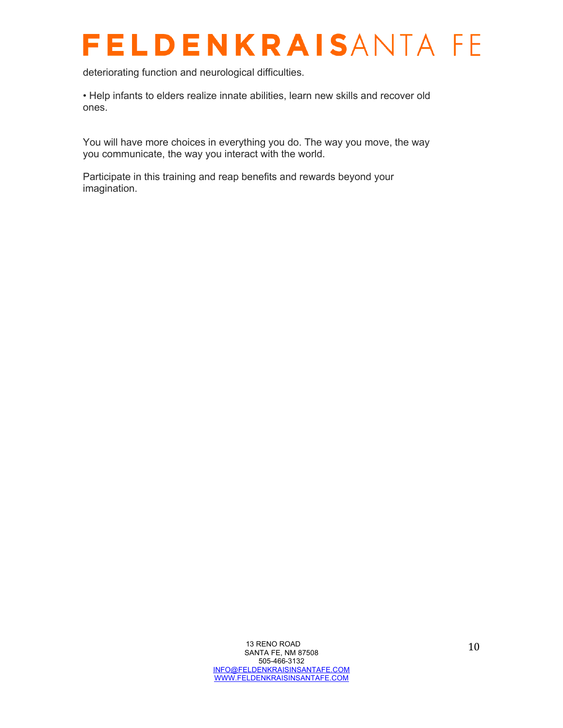deteriorating function and neurological difficulties.

• Help infants to elders realize innate abilities, learn new skills and recover old ones.

You will have more choices in everything you do. The way you move, the way you communicate, the way you interact with the world.

Participate in this training and reap benefits and rewards beyond your imagination.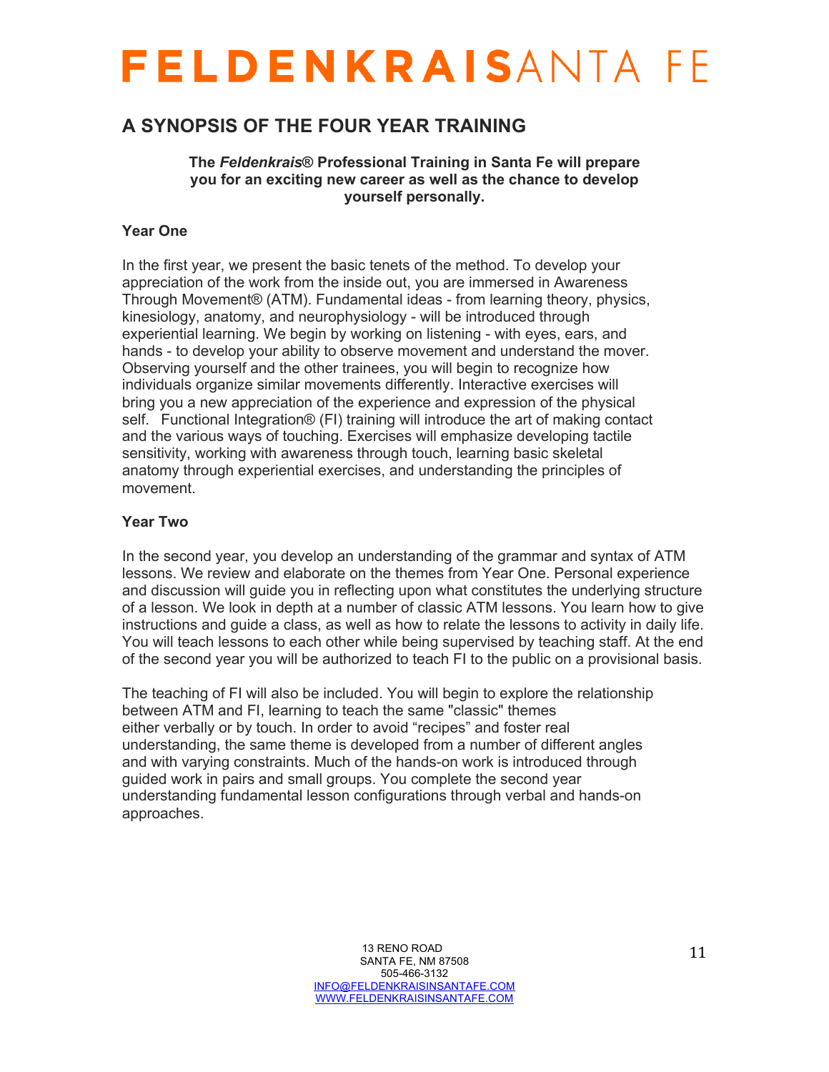# FELDENKRAISSANTA FE

## A SYNOPSIS OF THE FOUR YEAR TRAINING

**The *Feldenkrais®* Professional Training in Santa Fe will prepare you for an exciting new career as well as the chance to develop yourself personally.**

### Year One

In the first year, we present the basic tenets of the method. To develop your appreciation of the work from the inside out, you are immersed in Awareness Through Movement® (ATM). Fundamental ideas - from learning theory, physics, kinesiology, anatomy, and neurophysiology - will be introduced through experiential learning. We begin by working on listening - with eyes, ears, and hands - to develop your ability to observe movement and understand the mover. Observing yourself and the other trainees, you will begin to recognize how individuals organize similar movements differently. Interactive exercises will bring you a new appreciation of the experience and expression of the physical self. Functional Integration® (FI) training will introduce the art of making contact and the various ways of touching. Exercises will emphasize developing tactile sensitivity, working with awareness through touch, learning basic skeletal anatomy through experiential exercises, and understanding the principles of movement.

### Year Two

In the second year, you develop an understanding of the grammar and syntax of ATM lessons. We review and elaborate on the themes from Year One. Personal experience and discussion will guide you in reflecting upon what constitutes the underlying structure of a lesson. We look in depth at a number of classic ATM lessons. You learn how to give instructions and guide a class, as well as how to relate the lessons to activity in daily life. You will teach lessons to each other while being supervised by teaching staff. At the end of the second year you will be authorized to teach FI to the public on a provisional basis.

The teaching of FI will also be included. You will begin to explore the relationship between ATM and FI, learning to teach the same "classic" themes either verbally or by touch. In order to avoid "recipes" and foster real understanding, the same theme is developed from a number of different angles and with varying constraints. Much of the hands-on work is introduced through guided work in pairs and small groups. You complete the second year understanding fundamental lesson configurations through verbal and hands-on approaches.

13 RENO ROAD
SANTA FE, NM 87508
505-466-3132
INFO@FELDENKRAISINSANTAFE.COM
WWW.FELDENKRAISINSANTAFE.COM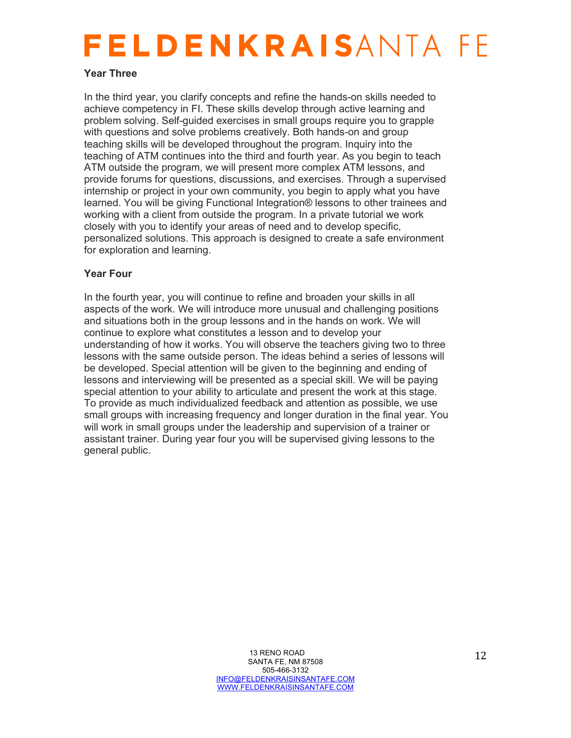## Year Three

In the third year, you clarify concepts and refine the hands-on skills needed to achieve competency in FI. These skills develop through active learning and problem solving. Self-guided exercises in small groups require you to grapple with questions and solve problems creatively. Both hands-on and group teaching skills will be developed throughout the program. Inquiry into the teaching of ATM continues into the third and fourth year. As you begin to teach ATM outside the program, we will present more complex ATM lessons, and provide forums for questions, discussions, and exercises. Through a supervised internship or project in your own community, you begin to apply what you have learned. You will be giving Functional Integration® lessons to other trainees and working with a client from outside the program. In a private tutorial we work closely with you to identify your areas of need and to develop specific, personalized solutions. This approach is designed to create a safe environment for exploration and learning.

## Year Four

In the fourth year, you will continue to refine and broaden your skills in all aspects of the work. We will introduce more unusual and challenging positions and situations both in the group lessons and in the hands on work. We will continue to explore what constitutes a lesson and to develop your understanding of how it works. You will observe the teachers giving two to three lessons with the same outside person. The ideas behind a series of lessons will be developed. Special attention will be given to the beginning and ending of lessons and interviewing will be presented as a special skill. We will be paying special attention to your ability to articulate and present the work at this stage. To provide as much individualized feedback and attention as possible, we use small groups with increasing frequency and longer duration in the final year. You will work in small groups under the leadership and supervision of a trainer or assistant trainer. During year four you will be supervised giving lessons to the general public.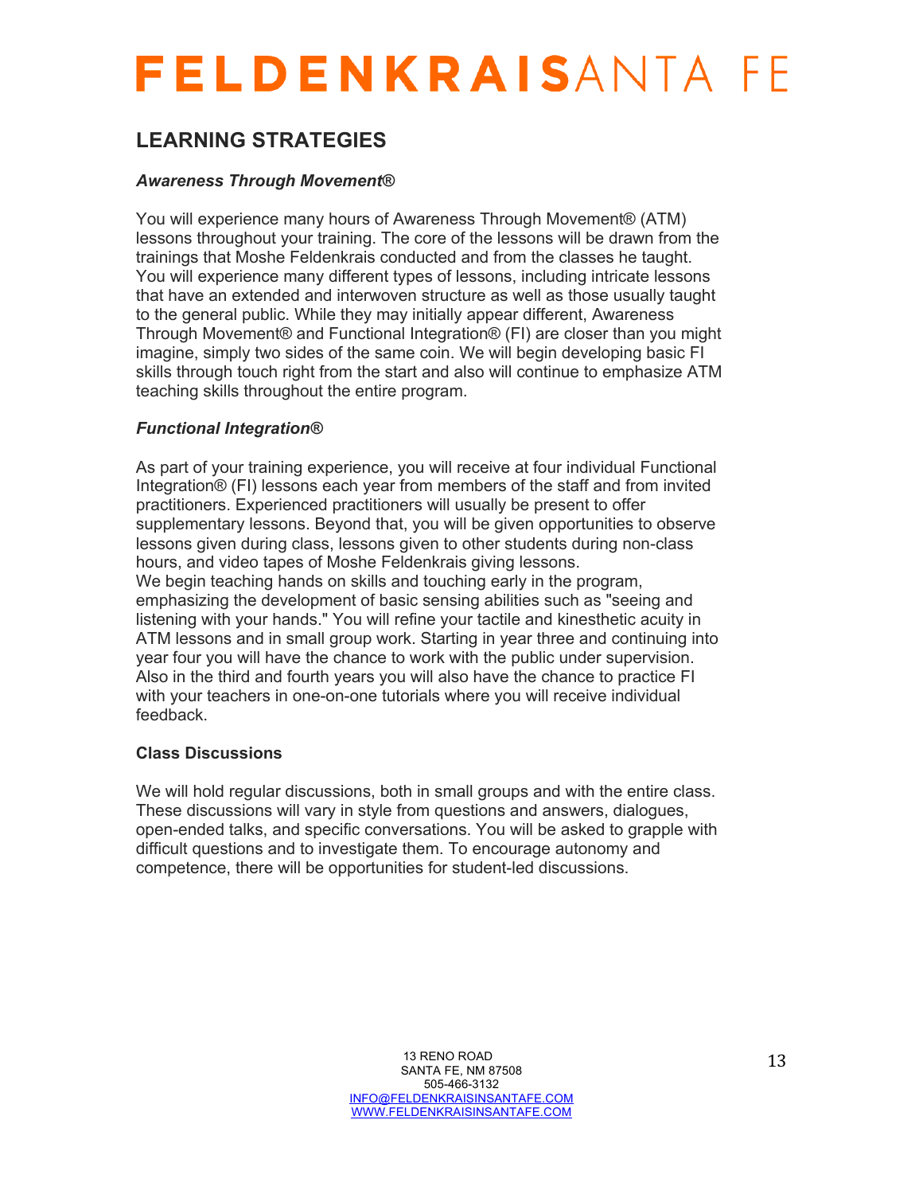# FELDENKRAIS SANTA FE

## LEARNING STRATEGIES

### *Awareness Through Movement®*

You will experience many hours of Awareness Through Movement® (ATM) lessons throughout your training. The core of the lessons will be drawn from the trainings that Moshe Feldenkrais conducted and from the classes he taught. You will experience many different types of lessons, including intricate lessons that have an extended and interwoven structure as well as those usually taught to the general public. While they may initially appear different, Awareness Through Movement® and Functional Integration® (FI) are closer than you might imagine, simply two sides of the same coin. We will begin developing basic FI skills through touch right from the start and also will continue to emphasize ATM teaching skills throughout the entire program.

### *Functional Integration®*

As part of your training experience, you will receive at four individual Functional Integration® (FI) lessons each year from members of the staff and from invited practitioners. Experienced practitioners will usually be present to offer supplementary lessons. Beyond that, you will be given opportunities to observe lessons given during class, lessons given to other students during non-class hours, and video tapes of Moshe Feldenkrais giving lessons.
We begin teaching hands on skills and touching early in the program, emphasizing the development of basic sensing abilities such as "seeing and listening with your hands." You will refine your tactile and kinesthetic acuity in ATM lessons and in small group work. Starting in year three and continuing into year four you will have the chance to work with the public under supervision. Also in the third and fourth years you will also have the chance to practice FI with your teachers in one-on-one tutorials where you will receive individual feedback.

### Class Discussions

We will hold regular discussions, both in small groups and with the entire class. These discussions will vary in style from questions and answers, dialogues, open-ended talks, and specific conversations. You will be asked to grapple with difficult questions and to investigate them. To encourage autonomy and competence, there will be opportunities for student-led discussions.

13 RENO ROAD
SANTA FE, NM 87508
505-466-3132
INFO@FELDENKRAISINSANTAFE.COM
WWW.FELDENKRAISINSANTAFE.COM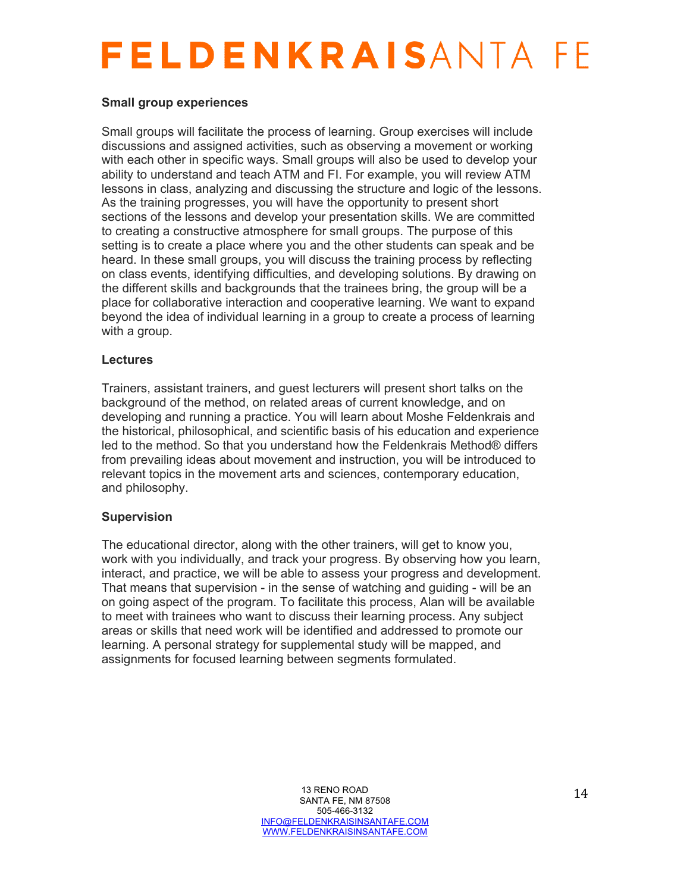### Small group experiences

Small groups will facilitate the process of learning. Group exercises will include discussions and assigned activities, such as observing a movement or working with each other in specific ways. Small groups will also be used to develop your ability to understand and teach ATM and FI. For example, you will review ATM lessons in class, analyzing and discussing the structure and logic of the lessons. As the training progresses, you will have the opportunity to present short sections of the lessons and develop your presentation skills. We are committed to creating a constructive atmosphere for small groups. The purpose of this setting is to create a place where you and the other students can speak and be heard. In these small groups, you will discuss the training process by reflecting on class events, identifying difficulties, and developing solutions. By drawing on the different skills and backgrounds that the trainees bring, the group will be a place for collaborative interaction and cooperative learning. We want to expand beyond the idea of individual learning in a group to create a process of learning with a group.

### Lectures

Trainers, assistant trainers, and guest lecturers will present short talks on the background of the method, on related areas of current knowledge, and on developing and running a practice. You will learn about Moshe Feldenkrais and the historical, philosophical, and scientific basis of his education and experience led to the method. So that you understand how the Feldenkrais Method® differs from prevailing ideas about movement and instruction, you will be introduced to relevant topics in the movement arts and sciences, contemporary education, and philosophy.

### Supervision

The educational director, along with the other trainers, will get to know you, work with you individually, and track your progress. By observing how you learn, interact, and practice, we will be able to assess your progress and development. That means that supervision - in the sense of watching and guiding - will be an on going aspect of the program. To facilitate this process, Alan will be available to meet with trainees who want to discuss their learning process. Any subject areas or skills that need work will be identified and addressed to promote our learning. A personal strategy for supplemental study will be mapped, and assignments for focused learning between segments formulated.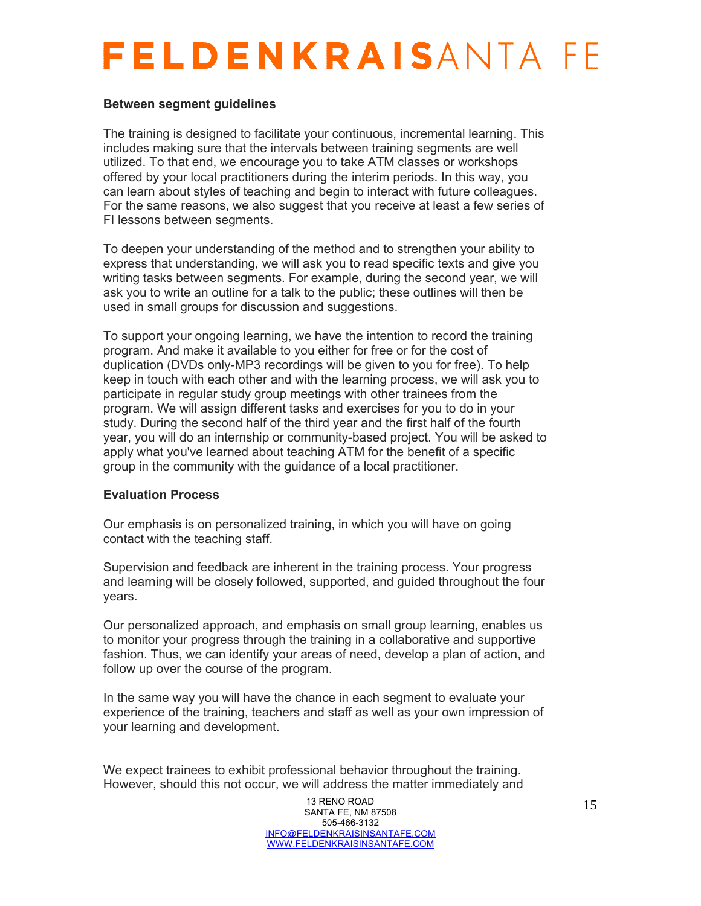**Between segment guidelines**

The training is designed to facilitate your continuous, incremental learning. This includes making sure that the intervals between training segments are well utilized. To that end, we encourage you to take ATM classes or workshops offered by your local practitioners during the interim periods. In this way, you can learn about styles of teaching and begin to interact with future colleagues. For the same reasons, we also suggest that you receive at least a few series of FI lessons between segments.

To deepen your understanding of the method and to strengthen your ability to express that understanding, we will ask you to read specific texts and give you writing tasks between segments. For example, during the second year, we will ask you to write an outline for a talk to the public; these outlines will then be used in small groups for discussion and suggestions.

To support your ongoing learning, we have the intention to record the training program. And make it available to you either for free or for the cost of duplication (DVDs only-MP3 recordings will be given to you for free). To help keep in touch with each other and with the learning process, we will ask you to participate in regular study group meetings with other trainees from the program. We will assign different tasks and exercises for you to do in your study. During the second half of the third year and the first half of the fourth year, you will do an internship or community-based project. You will be asked to apply what you've learned about teaching ATM for the benefit of a specific group in the community with the guidance of a local practitioner.

**Evaluation Process**

Our emphasis is on personalized training, in which you will have on going contact with the teaching staff.

Supervision and feedback are inherent in the training process. Your progress and learning will be closely followed, supported, and guided throughout the four years.

Our personalized approach, and emphasis on small group learning, enables us to monitor your progress through the training in a collaborative and supportive fashion. Thus, we can identify your areas of need, develop a plan of action, and follow up over the course of the program.

In the same way you will have the chance in each segment to evaluate your experience of the training, teachers and staff as well as your own impression of your learning and development.

We expect trainees to exhibit professional behavior throughout the training. However, should this not occur, we will address the matter immediately and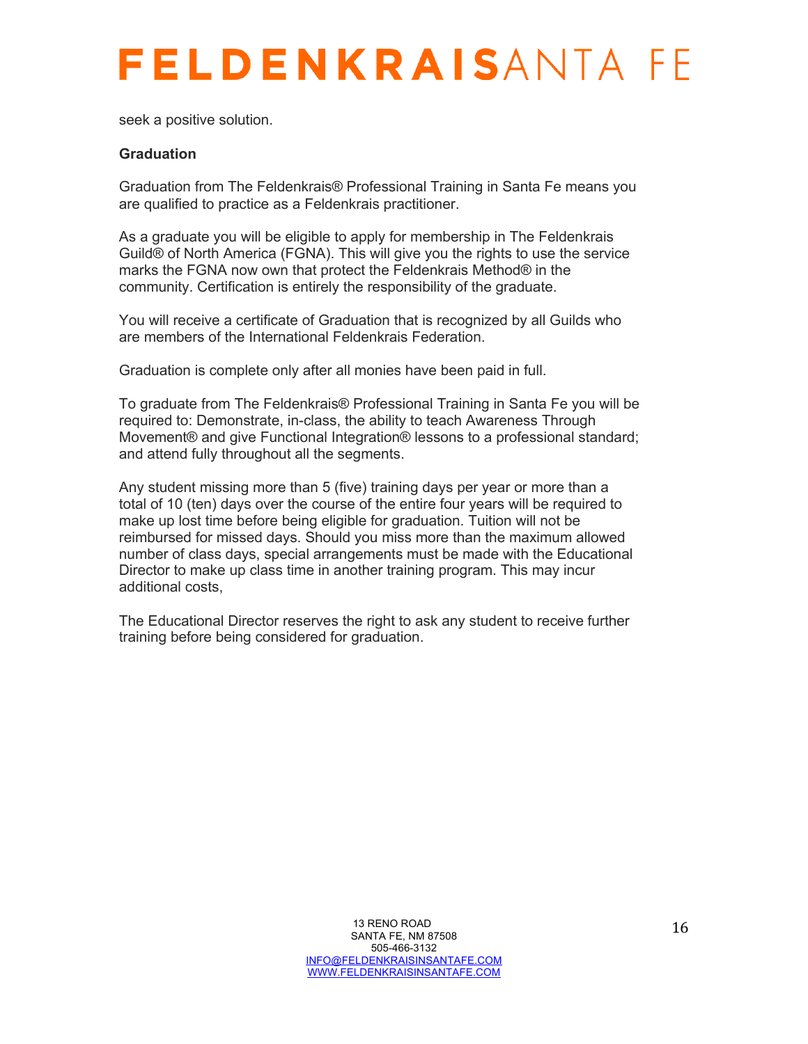seek a positive solution.

**Graduation**

Graduation from The Feldenkrais® Professional Training in Santa Fe means you are qualified to practice as a Feldenkrais practitioner.

As a graduate you will be eligible to apply for membership in The Feldenkrais Guild® of North America (FGNA). This will give you the rights to use the service marks the FGNA now own that protect the Feldenkrais Method® in the community. Certification is entirely the responsibility of the graduate.

You will receive a certificate of Graduation that is recognized by all Guilds who are members of the International Feldenkrais Federation.

Graduation is complete only after all monies have been paid in full.

To graduate from The Feldenkrais® Professional Training in Santa Fe you will be required to: Demonstrate, in-class, the ability to teach Awareness Through Movement® and give Functional Integration® lessons to a professional standard; and attend fully throughout all the segments.

Any student missing more than 5 (five) training days per year or more than a total of 10 (ten) days over the course of the entire four years will be required to make up lost time before being eligible for graduation. Tuition will not be reimbursed for missed days. Should you miss more than the maximum allowed number of class days, special arrangements must be made with the Educational Director to make up class time in another training program. This may incur additional costs,

The Educational Director reserves the right to ask any student to receive further training before being considered for graduation.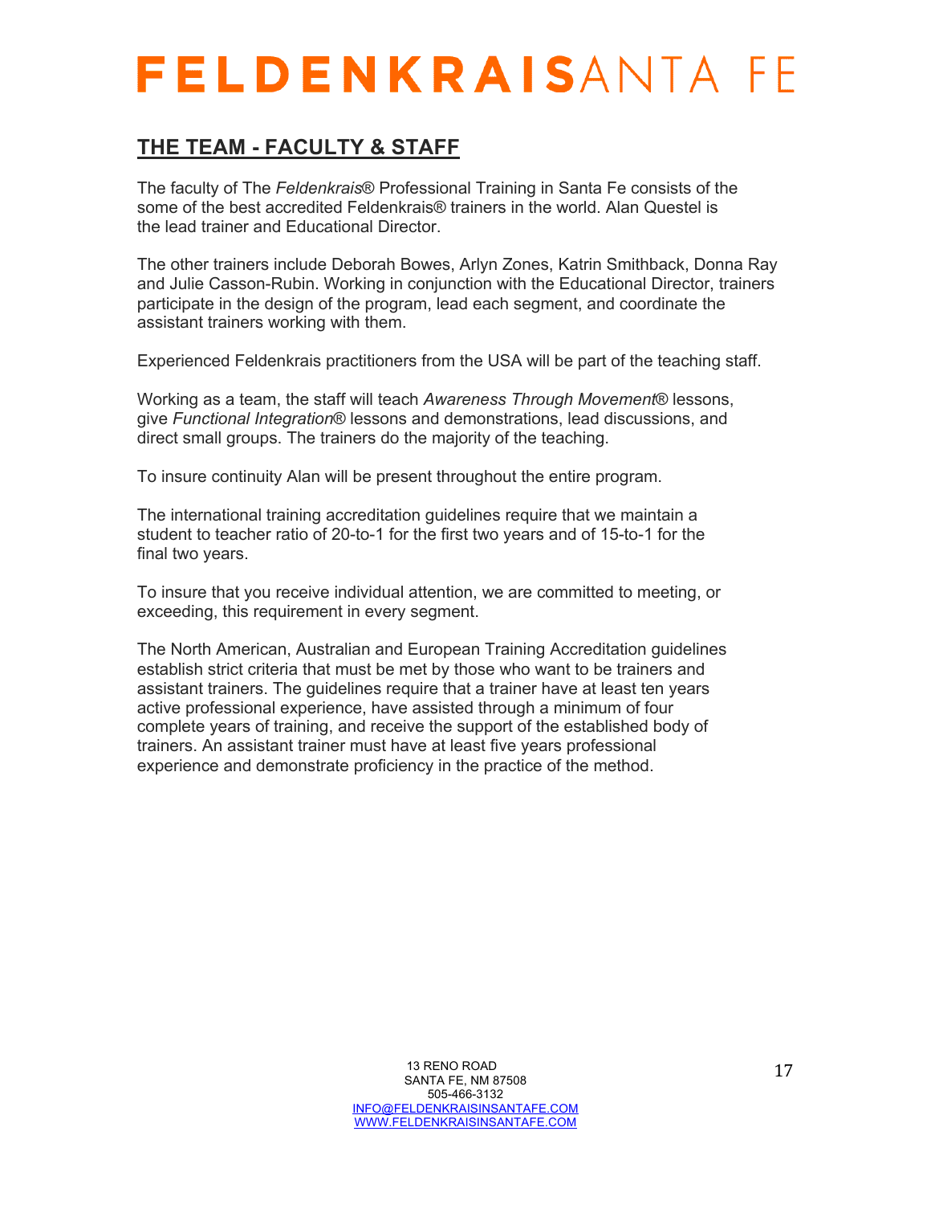## THE TEAM - FACULTY & STAFF

The faculty of The *Feldenkrais*® Professional Training in Santa Fe consists of the some of the best accredited Feldenkrais® trainers in the world. Alan Questel is the lead trainer and Educational Director.

The other trainers include Deborah Bowes, Arlyn Zones, Katrin Smithback, Donna Ray and Julie Casson-Rubin. Working in conjunction with the Educational Director, trainers participate in the design of the program, lead each segment, and coordinate the assistant trainers working with them.

Experienced Feldenkrais practitioners from the USA will be part of the teaching staff.

Working as a team, the staff will teach *Awareness Through Movement*® lessons, give *Functional Integration*® lessons and demonstrations, lead discussions, and direct small groups. The trainers do the majority of the teaching.

To insure continuity Alan will be present throughout the entire program.

The international training accreditation guidelines require that we maintain a student to teacher ratio of 20-to-1 for the first two years and of 15-to-1 for the final two years.

To insure that you receive individual attention, we are committed to meeting, or exceeding, this requirement in every segment.

The North American, Australian and European Training Accreditation guidelines establish strict criteria that must be met by those who want to be trainers and assistant trainers. The guidelines require that a trainer have at least ten years active professional experience, have assisted through a minimum of four complete years of training, and receive the support of the established body of trainers. An assistant trainer must have at least five years professional experience and demonstrate proficiency in the practice of the method.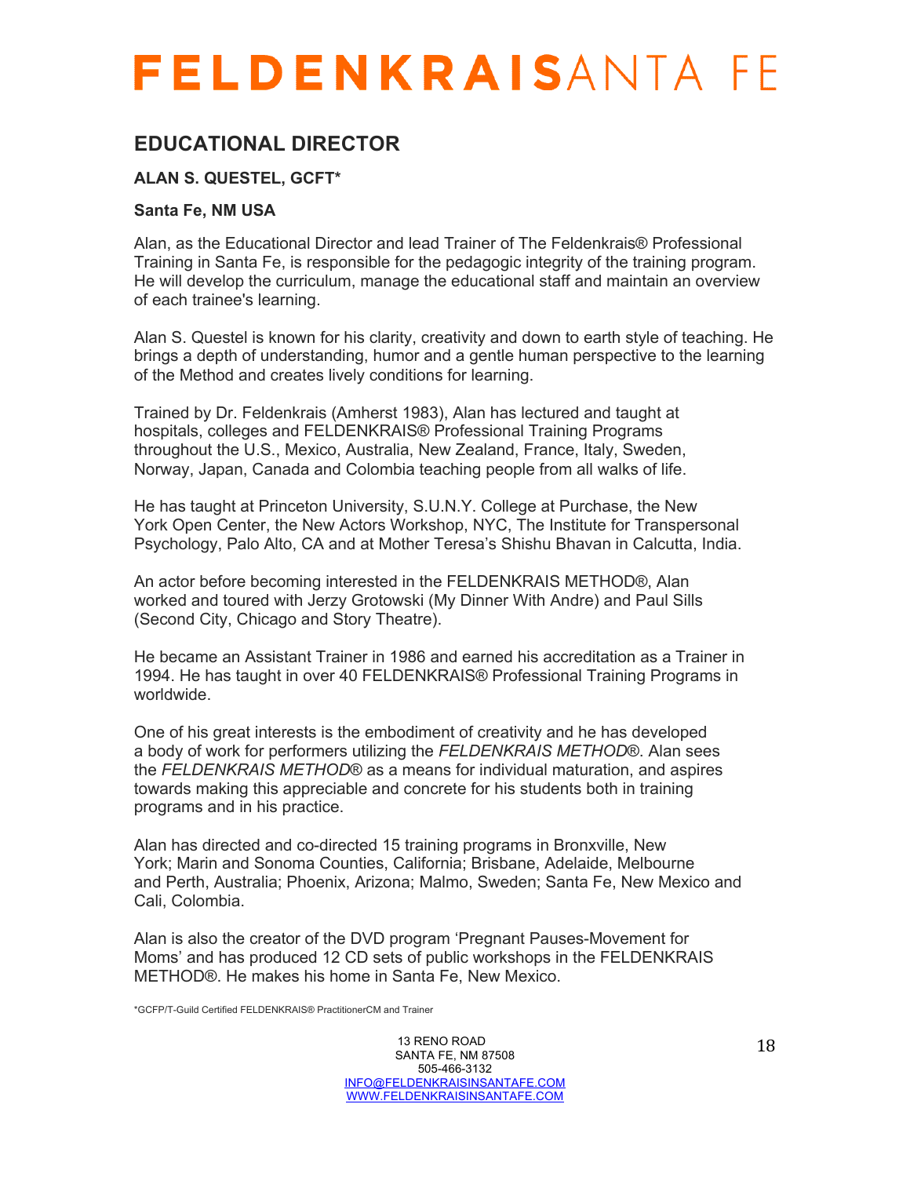## EDUCATIONAL DIRECTOR

**ALAN S. QUESTEL, GCFT***

**Santa Fe, NM USA**

Alan, as the Educational Director and lead Trainer of The Feldenkrais® Professional Training in Santa Fe, is responsible for the pedagogic integrity of the training program. He will develop the curriculum, manage the educational staff and maintain an overview of each trainee's learning.

Alan S. Questel is known for his clarity, creativity and down to earth style of teaching. He brings a depth of understanding, humor and a gentle human perspective to the learning of the Method and creates lively conditions for learning.

Trained by Dr. Feldenkrais (Amherst 1983), Alan has lectured and taught at hospitals, colleges and FELDENKRAIS® Professional Training Programs throughout the U.S., Mexico, Australia, New Zealand, France, Italy, Sweden, Norway, Japan, Canada and Colombia teaching people from all walks of life.

He has taught at Princeton University, S.U.N.Y. College at Purchase, the New York Open Center, the New Actors Workshop, NYC, The Institute for Transpersonal Psychology, Palo Alto, CA and at Mother Teresa's Shishu Bhavan in Calcutta, India.

An actor before becoming interested in the FELDENKRAIS METHOD®, Alan worked and toured with Jerzy Grotowski (My Dinner With Andre) and Paul Sills (Second City, Chicago and Story Theatre).

He became an Assistant Trainer in 1986 and earned his accreditation as a Trainer in 1994. He has taught in over 40 FELDENKRAIS® Professional Training Programs in worldwide.

One of his great interests is the embodiment of creativity and he has developed a body of work for performers utilizing the *FELDENKRAIS METHOD*®. Alan sees the *FELDENKRAIS METHOD*® as a means for individual maturation, and aspires towards making this appreciable and concrete for his students both in training programs and in his practice.

Alan has directed and co-directed 15 training programs in Bronxville, New York; Marin and Sonoma Counties, California; Brisbane, Adelaide, Melbourne and Perth, Australia; Phoenix, Arizona; Malmo, Sweden; Santa Fe, New Mexico and Cali, Colombia.

Alan is also the creator of the DVD program 'Pregnant Pauses-Movement for Moms' and has produced 12 CD sets of public workshops in the FELDENKRAIS METHOD®. He makes his home in Santa Fe, New Mexico.

*GCFP/T-Guild Certified FELDENKRAIS® PractitionerCM and Trainer

13 RENO ROAD
SANTA FE, NM 87508
505-466-3132
INFO@FELDENKRAISINSANTAFE.COM
WWW.FELDENKRAISINSANTAFE.COM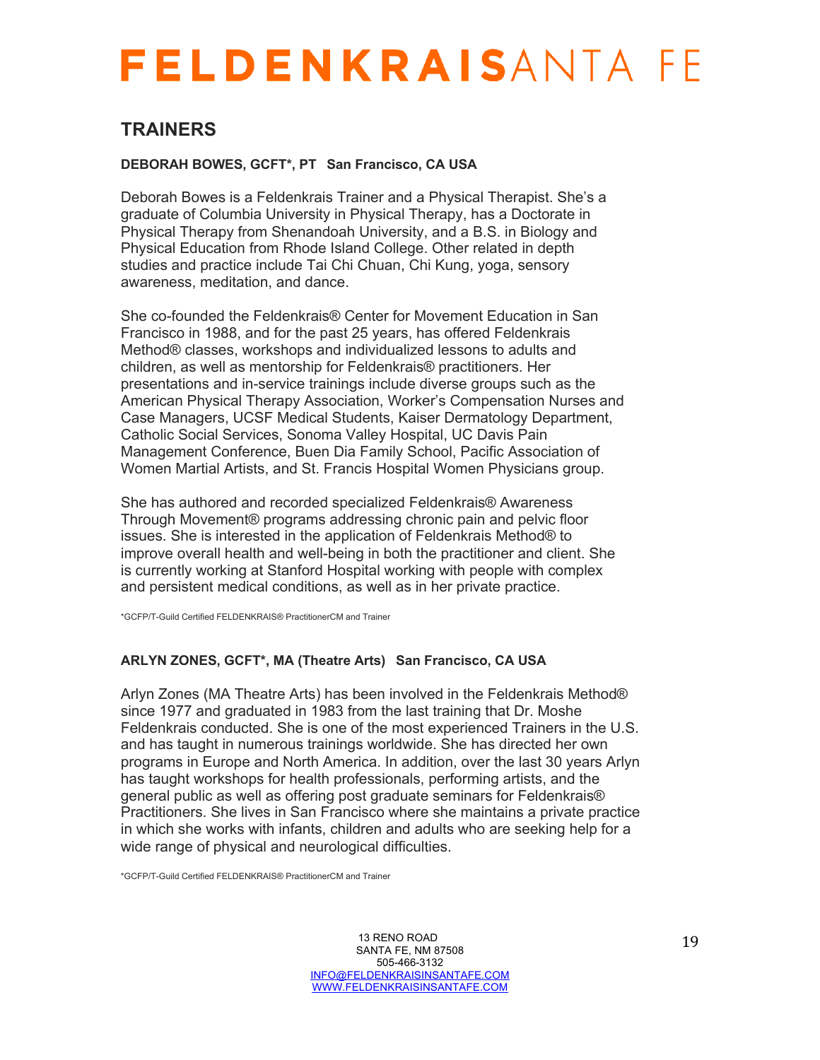# FELDENKRAISSANTA FE

## TRAINERS

**DEBORAH BOWES, GCFT*, PT   San Francisco, CA USA**

Deborah Bowes is a Feldenkrais Trainer and a Physical Therapist. She's a graduate of Columbia University in Physical Therapy, has a Doctorate in Physical Therapy from Shenandoah University, and a B.S. in Biology and Physical Education from Rhode Island College. Other related in depth studies and practice include Tai Chi Chuan, Chi Kung, yoga, sensory awareness, meditation, and dance.

She co-founded the Feldenkrais® Center for Movement Education in San Francisco in 1988, and for the past 25 years, has offered Feldenkrais Method® classes, workshops and individualized lessons to adults and children, as well as mentorship for Feldenkrais® practitioners. Her presentations and in-service trainings include diverse groups such as the American Physical Therapy Association, Worker's Compensation Nurses and Case Managers, UCSF Medical Students, Kaiser Dermatology Department, Catholic Social Services, Sonoma Valley Hospital, UC Davis Pain Management Conference, Buen Dia Family School, Pacific Association of Women Martial Artists, and St. Francis Hospital Women Physicians group.

She has authored and recorded specialized Feldenkrais® Awareness Through Movement® programs addressing chronic pain and pelvic floor issues. She is interested in the application of Feldenkrais Method® to improve overall health and well-being in both the practitioner and client. She is currently working at Stanford Hospital working with people with complex and persistent medical conditions, as well as in her private practice.

*GCFP/T-Guild Certified FELDENKRAIS® PractitionerCM and Trainer

**ARLYN ZONES, GCFT*, MA (Theatre Arts)   San Francisco, CA USA**

Arlyn Zones (MA Theatre Arts) has been involved in the Feldenkrais Method® since 1977 and graduated in 1983 from the last training that Dr. Moshe Feldenkrais conducted. She is one of the most experienced Trainers in the U.S. and has taught in numerous trainings worldwide. She has directed her own programs in Europe and North America. In addition, over the last 30 years Arlyn has taught workshops for health professionals, performing artists, and the general public as well as offering post graduate seminars for Feldenkrais® Practitioners. She lives in San Francisco where she maintains a private practice in which she works with infants, children and adults who are seeking help for a wide range of physical and neurological difficulties.

*GCFP/T-Guild Certified FELDENKRAIS® PractitionerCM and Trainer

13 RENO ROAD
SANTA FE, NM 87508
505-466-3132
INFO@FELDENKRAISINSANTAFE.COM
WWW.FELDENKRAISINSANTAFE.COM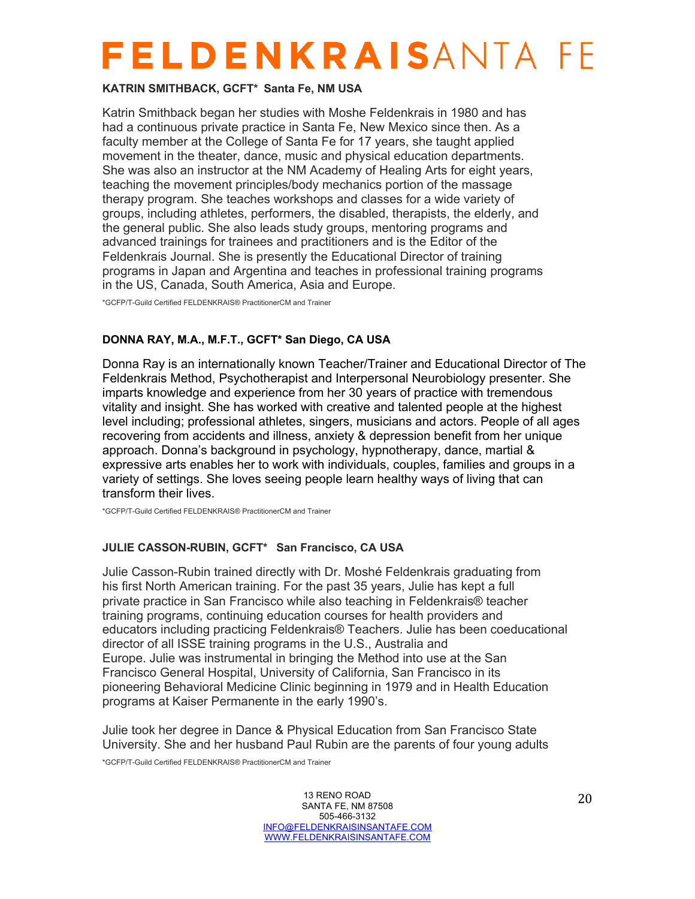**KATRIN SMITHBACK, GCFT*  Santa Fe, NM USA**

Katrin Smithback began her studies with Moshe Feldenkrais in 1980 and has had a continuous private practice in Santa Fe, New Mexico since then. As a faculty member at the College of Santa Fe for 17 years, she taught applied movement in the theater, dance, music and physical education departments. She was also an instructor at the NM Academy of Healing Arts for eight years, teaching the movement principles/body mechanics portion of the massage therapy program. She teaches workshops and classes for a wide variety of groups, including athletes, performers, the disabled, therapists, the elderly, and the general public. She also leads study groups, mentoring programs and advanced trainings for trainees and practitioners and is the Editor of the Feldenkrais Journal. She is presently the Educational Director of training programs in Japan and Argentina and teaches in professional training programs in the US, Canada, South America, Asia and Europe.

*GCFP/T-Guild Certified FELDENKRAIS® PractitionerCM and Trainer

**DONNA RAY, M.A., M.F.T., GCFT* San Diego, CA USA**

Donna Ray is an internationally known Teacher/Trainer and Educational Director of The Feldenkrais Method, Psychotherapist and Interpersonal Neurobiology presenter. She imparts knowledge and experience from her 30 years of practice with tremendous vitality and insight. She has worked with creative and talented people at the highest level including; professional athletes, singers, musicians and actors. People of all ages recovering from accidents and illness, anxiety & depression benefit from her unique approach. Donna's background in psychology, hypnotherapy, dance, martial & expressive arts enables her to work with individuals, couples, families and groups in a variety of settings. She loves seeing people learn healthy ways of living that can transform their lives.

*GCFP/T-Guild Certified FELDENKRAIS® PractitionerCM and Trainer

**JULIE CASSON-RUBIN, GCFT*   San Francisco, CA USA**

Julie Casson-Rubin trained directly with Dr. Moshé Feldenkrais graduating from his first North American training. For the past 35 years, Julie has kept a full private practice in San Francisco while also teaching in Feldenkrais® teacher training programs, continuing education courses for health providers and educators including practicing Feldenkrais® Teachers. Julie has been coeducational director of all ISSE training programs in the U.S., Australia and Europe. Julie was instrumental in bringing the Method into use at the San Francisco General Hospital, University of California, San Francisco in its pioneering Behavioral Medicine Clinic beginning in 1979 and in Health Education programs at Kaiser Permanente in the early 1990's.

Julie took her degree in Dance & Physical Education from San Francisco State University. She and her husband Paul Rubin are the parents of four young adults

*GCFP/T-Guild Certified FELDENKRAIS® PractitionerCM and Trainer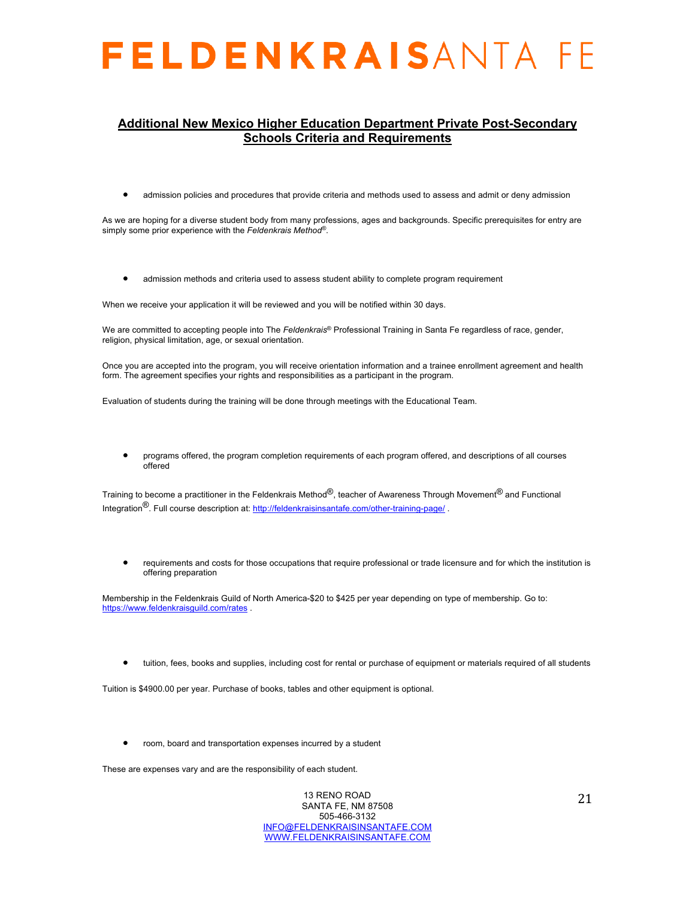# FELDENKRAISSANTA FE

## Additional New Mexico Higher Education Department Private Post-Secondary Schools Criteria and Requirements

- admission policies and procedures that provide criteria and methods used to assess and admit or deny admission

As we are hoping for a diverse student body from many professions, ages and backgrounds. Specific prerequisites for entry are simply some prior experience with the *Feldenkrais Method*®.

- admission methods and criteria used to assess student ability to complete program requirement

When we receive your application it will be reviewed and you will be notified within 30 days.

We are committed to accepting people into The *Feldenkrais*® Professional Training in Santa Fe regardless of race, gender, religion, physical limitation, age, or sexual orientation.

Once you are accepted into the program, you will receive orientation information and a trainee enrollment agreement and health form. The agreement specifies your rights and responsibilities as a participant in the program.

Evaluation of students during the training will be done through meetings with the Educational Team.

- programs offered, the program completion requirements of each program offered, and descriptions of all courses offered

Training to become a practitioner in the Feldenkrais Method®, teacher of Awareness Through Movement® and Functional Integration®. Full course description at: [http://feldenkraisinsantafe.com/other-training-page/](http://feldenkraisinsantafe.com/other-training-page/) .

- requirements and costs for those occupations that require professional or trade licensure and for which the institution is offering preparation

Membership in the Feldenkrais Guild of North America-$20 to $425 per year depending on type of membership. Go to: [https://www.feldenkraisguild.com/rates](https://www.feldenkraisguild.com/rates) .

- tuition, fees, books and supplies, including cost for rental or purchase of equipment or materials required of all students

Tuition is $4900.00 per year. Purchase of books, tables and other equipment is optional.

- room, board and transportation expenses incurred by a student

These are expenses vary and are the responsibility of each student.

13 RENO ROAD
SANTA FE, NM 87508
505-466-3132
INFO@FELDENKRAISINSANTAFE.COM
WWW.FELDENKRAISINSANTAFE.COM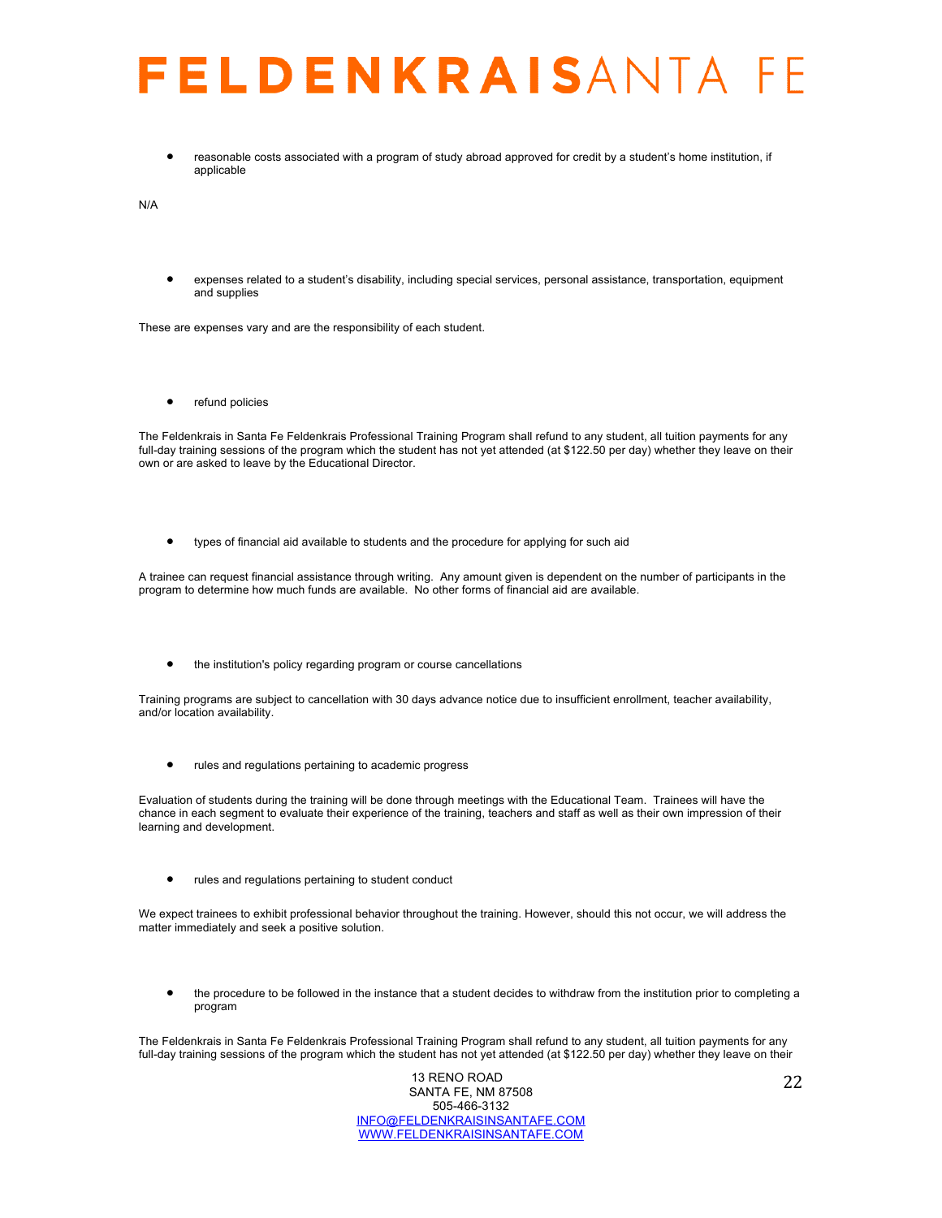- reasonable costs associated with a program of study abroad approved for credit by a student's home institution, if applicable

N/A

- expenses related to a student's disability, including special services, personal assistance, transportation, equipment and supplies

These are expenses vary and are the responsibility of each student.

- refund policies

The Feldenkrais in Santa Fe Feldenkrais Professional Training Program shall refund to any student, all tuition payments for any full-day training sessions of the program which the student has not yet attended (at $122.50 per day) whether they leave on their own or are asked to leave by the Educational Director.

- types of financial aid available to students and the procedure for applying for such aid

A trainee can request financial assistance through writing. Any amount given is dependent on the number of participants in the program to determine how much funds are available. No other forms of financial aid are available.

- the institution's policy regarding program or course cancellations

Training programs are subject to cancellation with 30 days advance notice due to insufficient enrollment, teacher availability, and/or location availability.

- rules and regulations pertaining to academic progress

Evaluation of students during the training will be done through meetings with the Educational Team. Trainees will have the chance in each segment to evaluate their experience of the training, teachers and staff as well as their own impression of their learning and development.

- rules and regulations pertaining to student conduct

We expect trainees to exhibit professional behavior throughout the training. However, should this not occur, we will address the matter immediately and seek a positive solution.

- the procedure to be followed in the instance that a student decides to withdraw from the institution prior to completing a program

The Feldenkrais in Santa Fe Feldenkrais Professional Training Program shall refund to any student, all tuition payments for any full-day training sessions of the program which the student has not yet attended (at $122.50 per day) whether they leave on their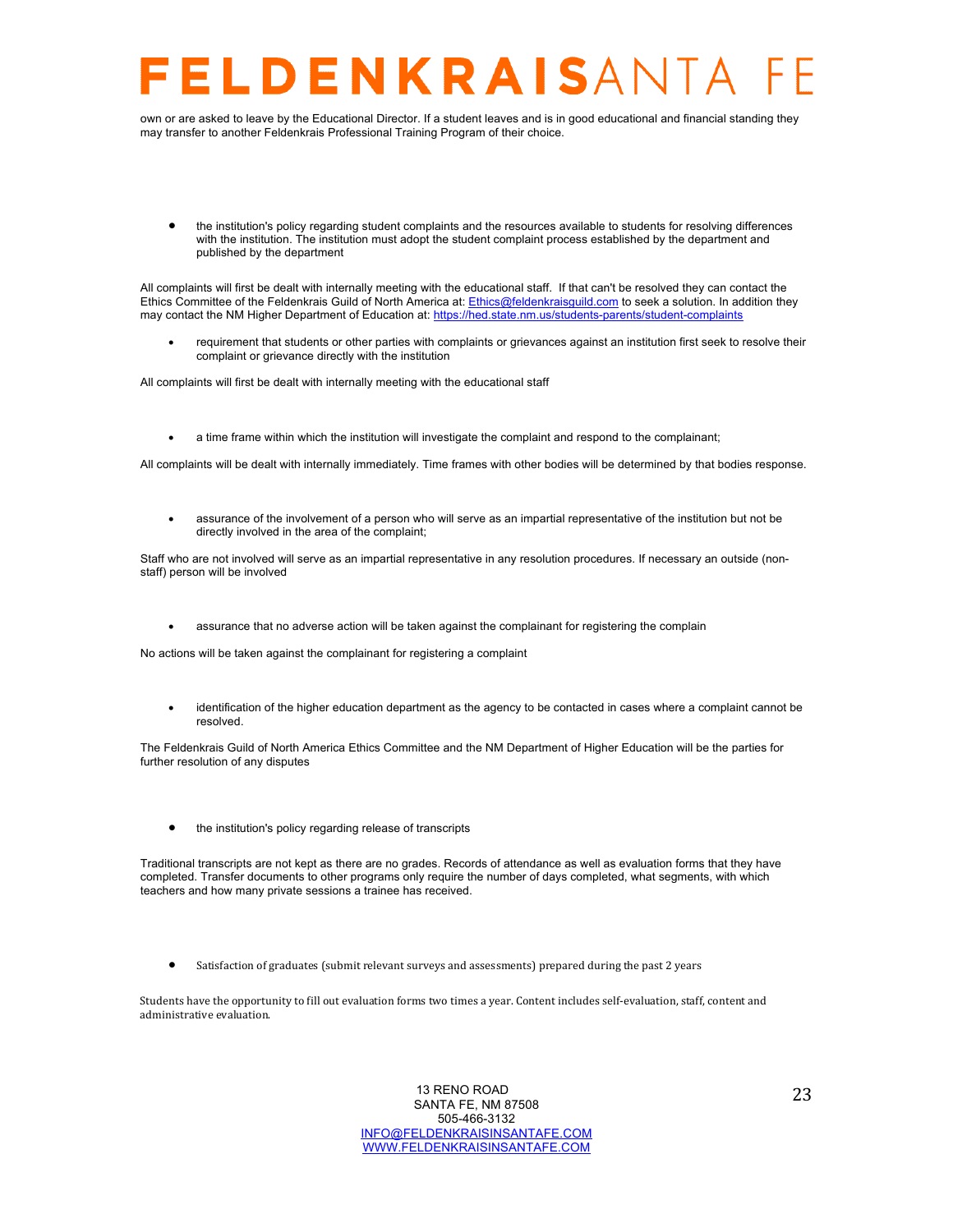own or are asked to leave by the Educational Director. If a student leaves and is in good educational and financial standing they may transfer to another Feldenkrais Professional Training Program of their choice.

- the institution's policy regarding student complaints and the resources available to students for resolving differences with the institution. The institution must adopt the student complaint process established by the department and published by the department

All complaints will first be dealt with internally meeting with the educational staff. If that can't be resolved they can contact the Ethics Committee of the Feldenkrais Guild of North America at: Ethics@feldenkraisguild.com to seek a solution. In addition they may contact the NM Higher Department of Education at: https://hed.state.nm.us/students-parents/student-complaints

- requirement that students or other parties with complaints or grievances against an institution first seek to resolve their complaint or grievance directly with the institution

All complaints will first be dealt with internally meeting with the educational staff

- a time frame within which the institution will investigate the complaint and respond to the complainant;

All complaints will be dealt with internally immediately. Time frames with other bodies will be determined by that bodies response.

- assurance of the involvement of a person who will serve as an impartial representative of the institution but not be directly involved in the area of the complaint;

Staff who are not involved will serve as an impartial representative in any resolution procedures. If necessary an outside (non-staff) person will be involved

- assurance that no adverse action will be taken against the complainant for registering the complain

No actions will be taken against the complainant for registering a complaint

- identification of the higher education department as the agency to be contacted in cases where a complaint cannot be resolved.

The Feldenkrais Guild of North America Ethics Committee and the NM Department of Higher Education will be the parties for further resolution of any disputes

- the institution's policy regarding release of transcripts

Traditional transcripts are not kept as there are no grades. Records of attendance as well as evaluation forms that they have completed. Transfer documents to other programs only require the number of days completed, what segments, with which teachers and how many private sessions a trainee has received.

- Satisfaction of graduates (submit relevant surveys and assessments) prepared during the past 2 years

Students have the opportunity to fill out evaluation forms two times a year. Content includes self-evaluation, staff, content and administrative evaluation.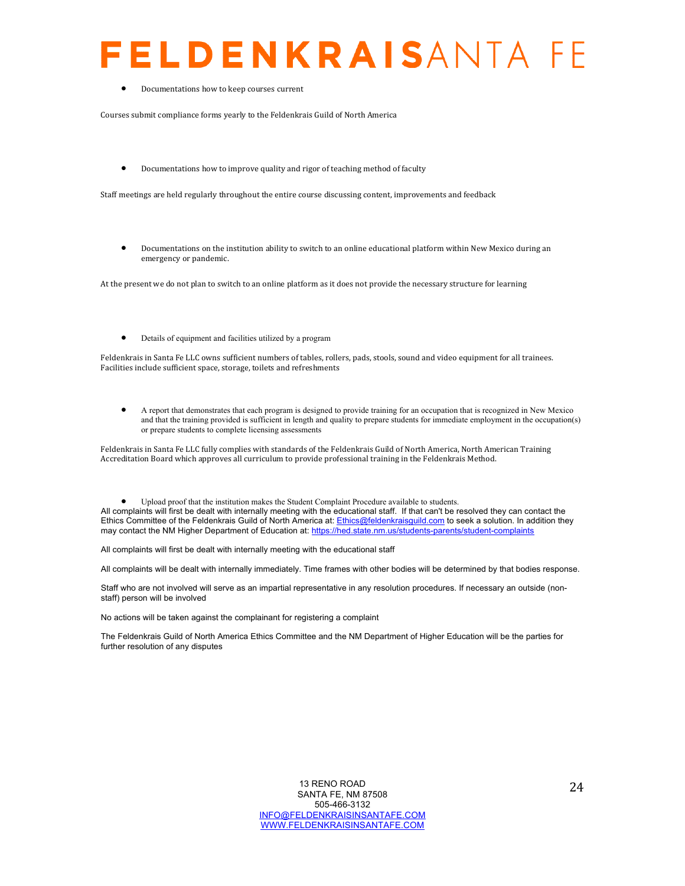- Documentations how to keep courses current

Courses submit compliance forms yearly to the Feldenkrais Guild of North America

- Documentations how to improve quality and rigor of teaching method of faculty

Staff meetings are held regularly throughout the entire course discussing content, improvements and feedback

- Documentations on the institution ability to switch to an online educational platform within New Mexico during an emergency or pandemic.

At the present we do not plan to switch to an online platform as it does not provide the necessary structure for learning

- Details of equipment and facilities utilized by a program

Feldenkrais in Santa Fe LLC owns sufficient numbers of tables, rollers, pads, stools, sound and video equipment for all trainees. Facilities include sufficient space, storage, toilets and refreshments

- A report that demonstrates that each program is designed to provide training for an occupation that is recognized in New Mexico and that the training provided is sufficient in length and quality to prepare students for immediate employment in the occupation(s) or prepare students to complete licensing assessments

Feldenkrais in Santa Fe LLC fully complies with standards of the Feldenkrais Guild of North America, North American Training Accreditation Board which approves all curriculum to provide professional training in the Feldenkrais Method.

- Upload proof that the institution makes the Student Complaint Procedure available to students.

All complaints will first be dealt with internally meeting with the educational staff. If that can't be resolved they can contact the Ethics Committee of the Feldenkrais Guild of North America at: Ethics@feldenkraisguild.com to seek a solution. In addition they may contact the NM Higher Department of Education at: https://hed.state.nm.us/students-parents/student-complaints

All complaints will first be dealt with internally meeting with the educational staff

All complaints will be dealt with internally immediately. Time frames with other bodies will be determined by that bodies response.

Staff who are not involved will serve as an impartial representative in any resolution procedures. If necessary an outside (non-staff) person will be involved

No actions will be taken against the complainant for registering a complaint

The Feldenkrais Guild of North America Ethics Committee and the NM Department of Higher Education will be the parties for further resolution of any disputes